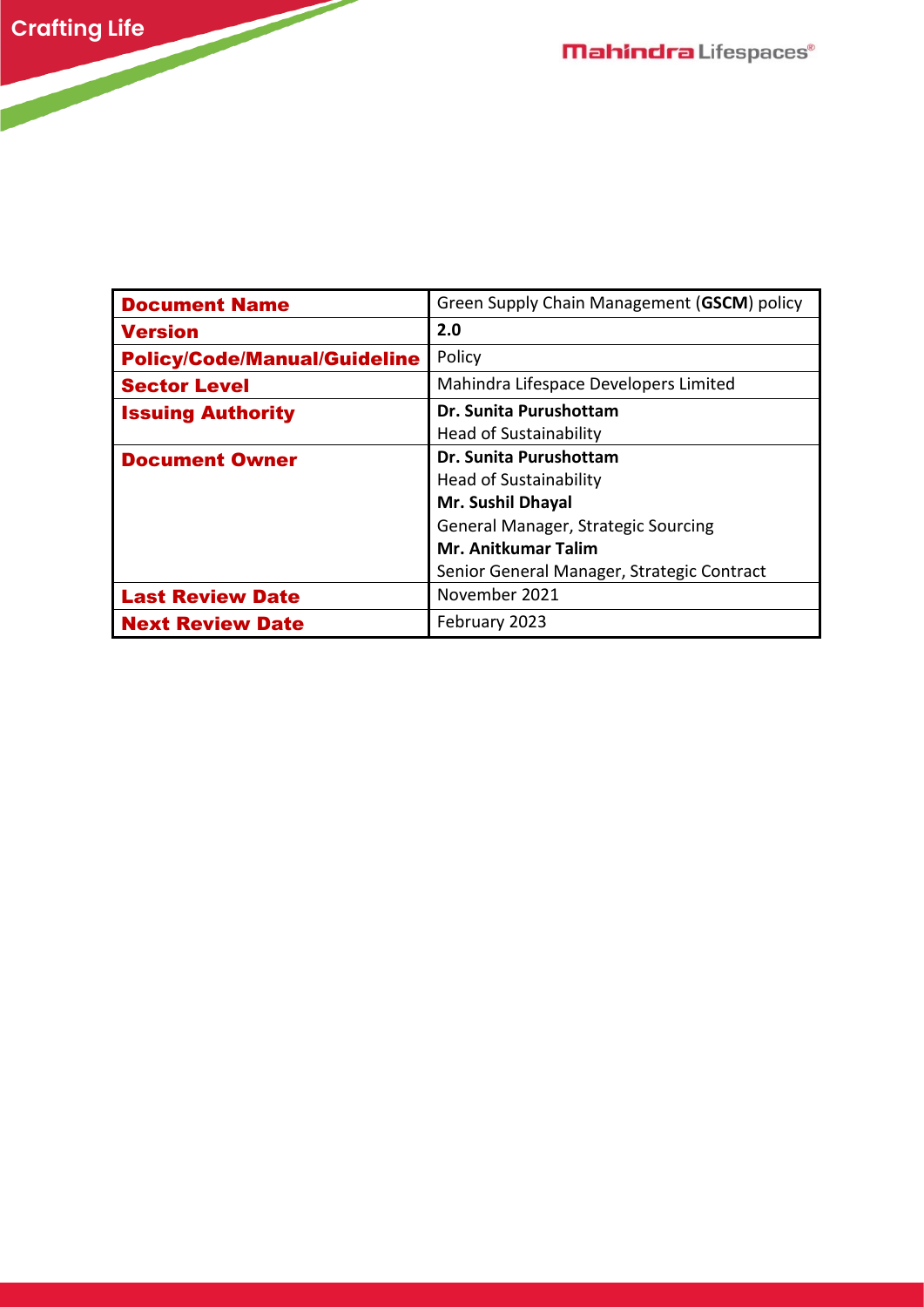| Document Name | Green Supply Chain Management (**GSCM**) policy |
| --- | --- |
| Version | **2.0** |
| Policy/Code/Manual/Guideline | Policy |
| Sector Level | Mahindra Lifespace Developers Limited |
| Issuing Authority | **Dr. Sunita Purushottam**<br>Head of Sustainability |
| Document Owner | **Dr. Sunita Purushottam**<br>Head of Sustainability<br>**Mr. Sushil Dhayal**<br>General Manager, Strategic Sourcing<br>**Mr. Anitkumar Talim**<br>Senior General Manager, Strategic Contract |
| Last Review Date | November 2021 |
| Next Review Date | February 2023 |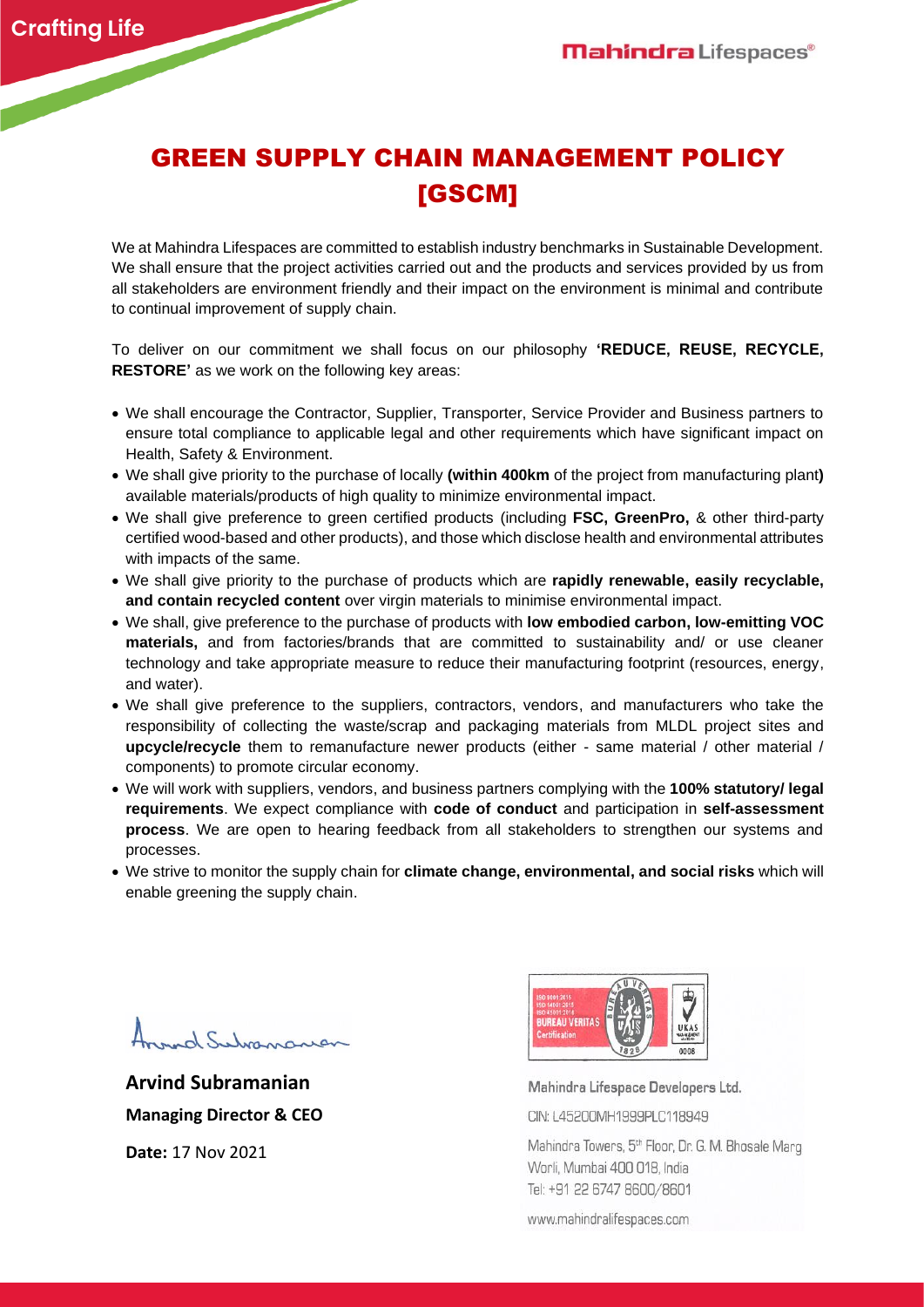# GREEN SUPPLY CHAIN MANAGEMENT POLICY [GSCM]

We at Mahindra Lifespaces are committed to establish industry benchmarks in Sustainable Development. We shall ensure that the project activities carried out and the products and services provided by us from all stakeholders are environment friendly and their impact on the environment is minimal and contribute to continual improvement of supply chain.

To deliver on our commitment we shall focus on our philosophy **'REDUCE, REUSE, RECYCLE, RESTORE'** as we work on the following key areas:

- We shall encourage the Contractor, Supplier, Transporter, Service Provider and Business partners to ensure total compliance to applicable legal and other requirements which have significant impact on Health, Safety & Environment.
- We shall give priority to the purchase of locally **(within 400km** of the project from manufacturing plant**)** available materials/products of high quality to minimize environmental impact.
- We shall give preference to green certified products (including **FSC, GreenPro,** & other third-party certified wood-based and other products), and those which disclose health and environmental attributes with impacts of the same.
- We shall give priority to the purchase of products which are **rapidly renewable, easily recyclable, and contain recycled content** over virgin materials to minimise environmental impact.
- We shall, give preference to the purchase of products with **low embodied carbon, low-emitting VOC materials,** and from factories/brands that are committed to sustainability and/ or use cleaner technology and take appropriate measure to reduce their manufacturing footprint (resources, energy, and water).
- We shall give preference to the suppliers, contractors, vendors, and manufacturers who take the responsibility of collecting the waste/scrap and packaging materials from MLDL project sites and **upcycle/recycle** them to remanufacture newer products (either - same material / other material / components) to promote circular economy.
- We will work with suppliers, vendors, and business partners complying with the **100% statutory/ legal requirements**. We expect compliance with **code of conduct** and participation in **self-assessment process**. We are open to hearing feedback from all stakeholders to strengthen our systems and processes.
- We strive to monitor the supply chain for **climate change, environmental, and social risks** which will enable greening the supply chain.

**Arvind Subramanian**

**Managing Director & CEO**

**Date:** 17 Nov 2021

Mahindra Lifespace Developers Ltd.

CIN: L45200MH1999PLC118949

Mahindra Towers, 5th Floor, Dr. G. M. Bhosale Marg
Worli, Mumbai 400 018, India
Tel: +91 22 6747 8600/8601

www.mahindralifespaces.com